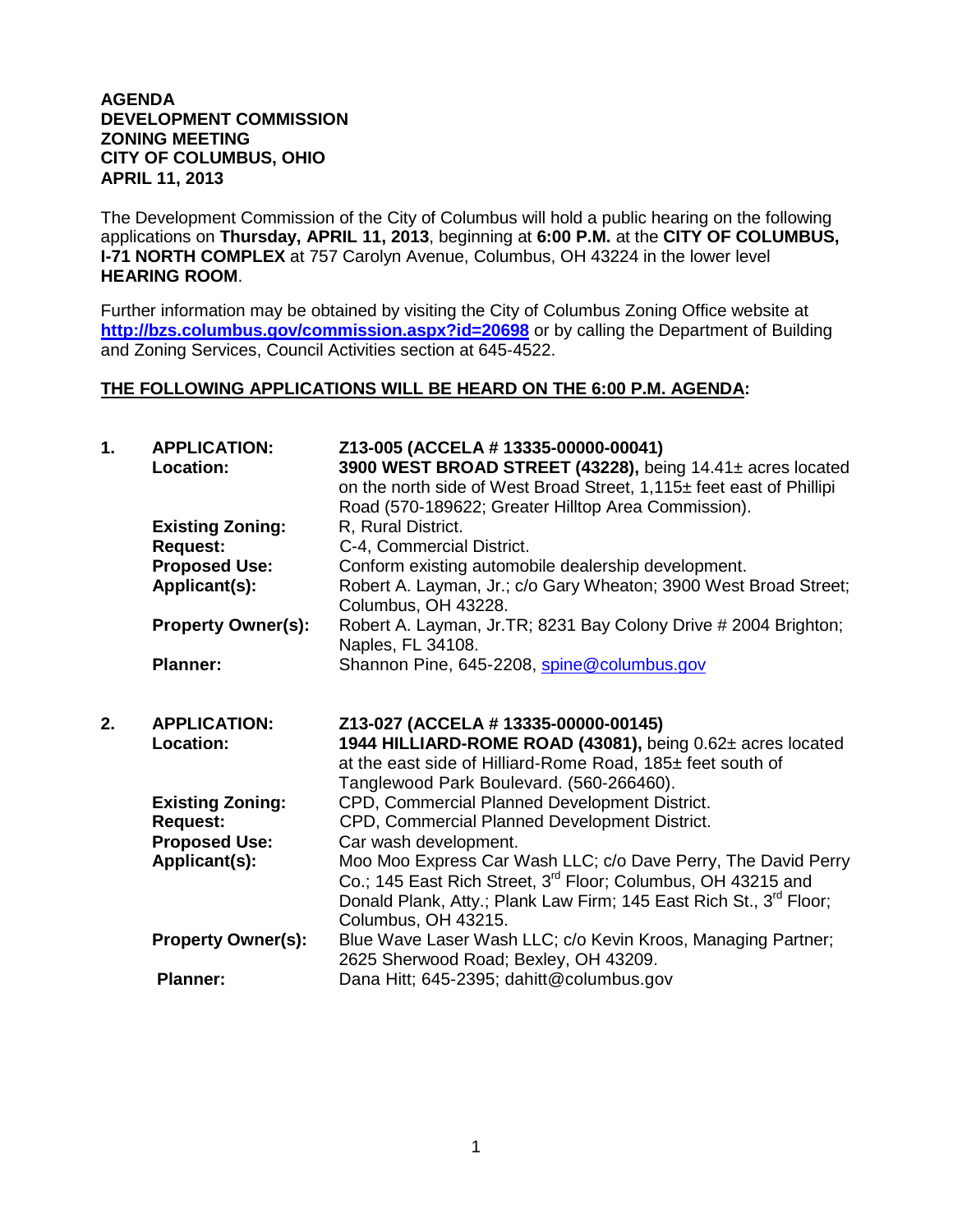**AGENDA**
**DEVELOPMENT COMMISSION**
**ZONING MEETING**
**CITY OF COLUMBUS, OHIO**
**APRIL 11, 2013**

The Development Commission of the City of Columbus will hold a public hearing on the following applications on **Thursday, APRIL 11, 2013**, beginning at **6:00 P.M.** at the **CITY OF COLUMBUS, I-71 NORTH COMPLEX** at 757 Carolyn Avenue, Columbus, OH 43224 in the lower level **HEARING ROOM**.

Further information may be obtained by visiting the City of Columbus Zoning Office website at **http://bzs.columbus.gov/commission.aspx?id=20698** or by calling the Department of Building and Zoning Services, Council Activities section at 645-4522.

**THE FOLLOWING APPLICATIONS WILL BE HEARD ON THE 6:00 P.M. AGENDA:**

**1.**

| | |
|---|---|
| **APPLICATION:** | **Z13-005 (ACCELA # 13335-00000-00041)** |
| **Location:** | **3900 WEST BROAD STREET (43228),** being 14.41± acres located on the north side of West Broad Street, 1,115± feet east of Phillipi Road (570-189622; Greater Hilltop Area Commission). |
| **Existing Zoning:** | R, Rural District. |
| **Request:** | C-4, Commercial District. |
| **Proposed Use:** | Conform existing automobile dealership development. |
| **Applicant(s):** | Robert A. Layman, Jr.; c/o Gary Wheaton; 3900 West Broad Street; Columbus, OH 43228. |
| **Property Owner(s):** | Robert A. Layman, Jr.TR; 8231 Bay Colony Drive # 2004 Brighton; Naples, FL 34108. |
| **Planner:** | Shannon Pine, 645-2208, spine@columbus.gov |

**2.**

| | |
|---|---|
| **APPLICATION:** | **Z13-027 (ACCELA # 13335-00000-00145)** |
| **Location:** | **1944 HILLIARD-ROME ROAD (43081),** being 0.62± acres located at the east side of Hilliard-Rome Road, 185± feet south of Tanglewood Park Boulevard. (560-266460). |
| **Existing Zoning:** | CPD, Commercial Planned Development District. |
| **Request:** | CPD, Commercial Planned Development District. |
| **Proposed Use:** | Car wash development. |
| **Applicant(s):** | Moo Moo Express Car Wash LLC; c/o Dave Perry, The David Perry Co.; 145 East Rich Street, 3rd Floor; Columbus, OH 43215 and Donald Plank, Atty.; Plank Law Firm; 145 East Rich St., 3rd Floor; Columbus, OH 43215. |
| **Property Owner(s):** | Blue Wave Laser Wash LLC; c/o Kevin Kroos, Managing Partner; 2625 Sherwood Road; Bexley, OH 43209. |
| **Planner:** | Dana Hitt; 645-2395; dahitt@columbus.gov |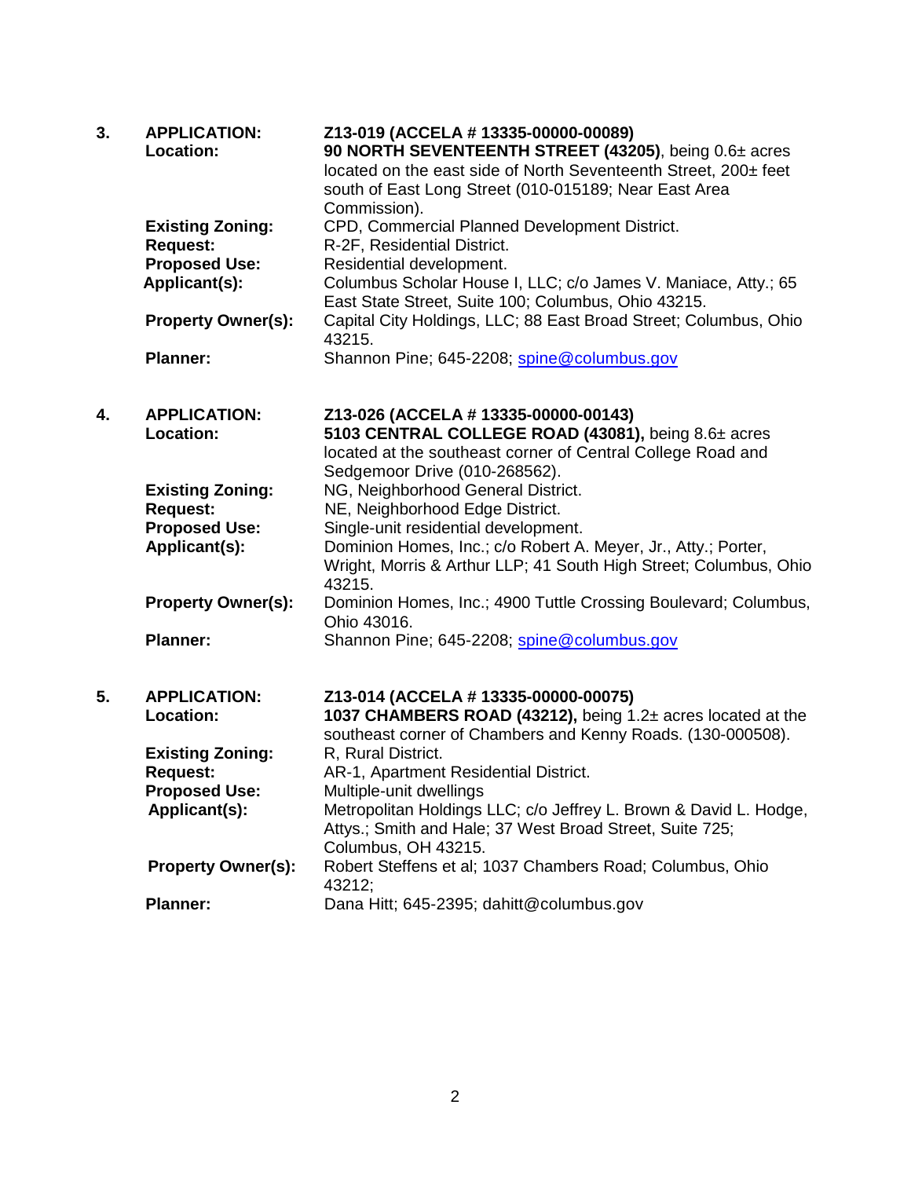3. **APPLICATION:** **Z13-019 (ACCELA # 13335-00000-00089)**

   **Location:** **90 NORTH SEVENTEENTH STREET (43205)**, being 0.6± acres located on the east side of North Seventeenth Street, 200± feet south of East Long Street (010-015189; Near East Area Commission).

   **Existing Zoning:** CPD, Commercial Planned Development District.

   **Request:** R-2F, Residential District.

   **Proposed Use:** Residential development.

   **Applicant(s):** Columbus Scholar House I, LLC; c/o James V. Maniace, Atty.; 65 East State Street, Suite 100; Columbus, Ohio 43215.

   **Property Owner(s):** Capital City Holdings, LLC; 88 East Broad Street; Columbus, Ohio 43215.

   **Planner:** Shannon Pine; 645-2208; spine@columbus.gov

4. **APPLICATION:** **Z13-026 (ACCELA # 13335-00000-00143)**

   **Location:** **5103 CENTRAL COLLEGE ROAD (43081),** being 8.6± acres located at the southeast corner of Central College Road and Sedgemoor Drive (010-268562).

   **Existing Zoning:** NG, Neighborhood General District.

   **Request:** NE, Neighborhood Edge District.

   **Proposed Use:** Single-unit residential development.

   **Applicant(s):** Dominion Homes, Inc.; c/o Robert A. Meyer, Jr., Atty.; Porter, Wright, Morris & Arthur LLP; 41 South High Street; Columbus, Ohio 43215.

   **Property Owner(s):** Dominion Homes, Inc.; 4900 Tuttle Crossing Boulevard; Columbus, Ohio 43016.

   **Planner:** Shannon Pine; 645-2208; spine@columbus.gov

5. **APPLICATION:** **Z13-014 (ACCELA # 13335-00000-00075)**

   **Location:** **1037 CHAMBERS ROAD (43212),** being 1.2± acres located at the southeast corner of Chambers and Kenny Roads. (130-000508).

   **Existing Zoning:** R, Rural District.

   **Request:** AR-1, Apartment Residential District.

   **Proposed Use:** Multiple-unit dwellings

   **Applicant(s):** Metropolitan Holdings LLC; c/o Jeffrey L. Brown & David L. Hodge, Attys.; Smith and Hale; 37 West Broad Street, Suite 725; Columbus, OH 43215.

   **Property Owner(s):** Robert Steffens et al; 1037 Chambers Road; Columbus, Ohio 43212;

   **Planner:** Dana Hitt; 645-2395; dahitt@columbus.gov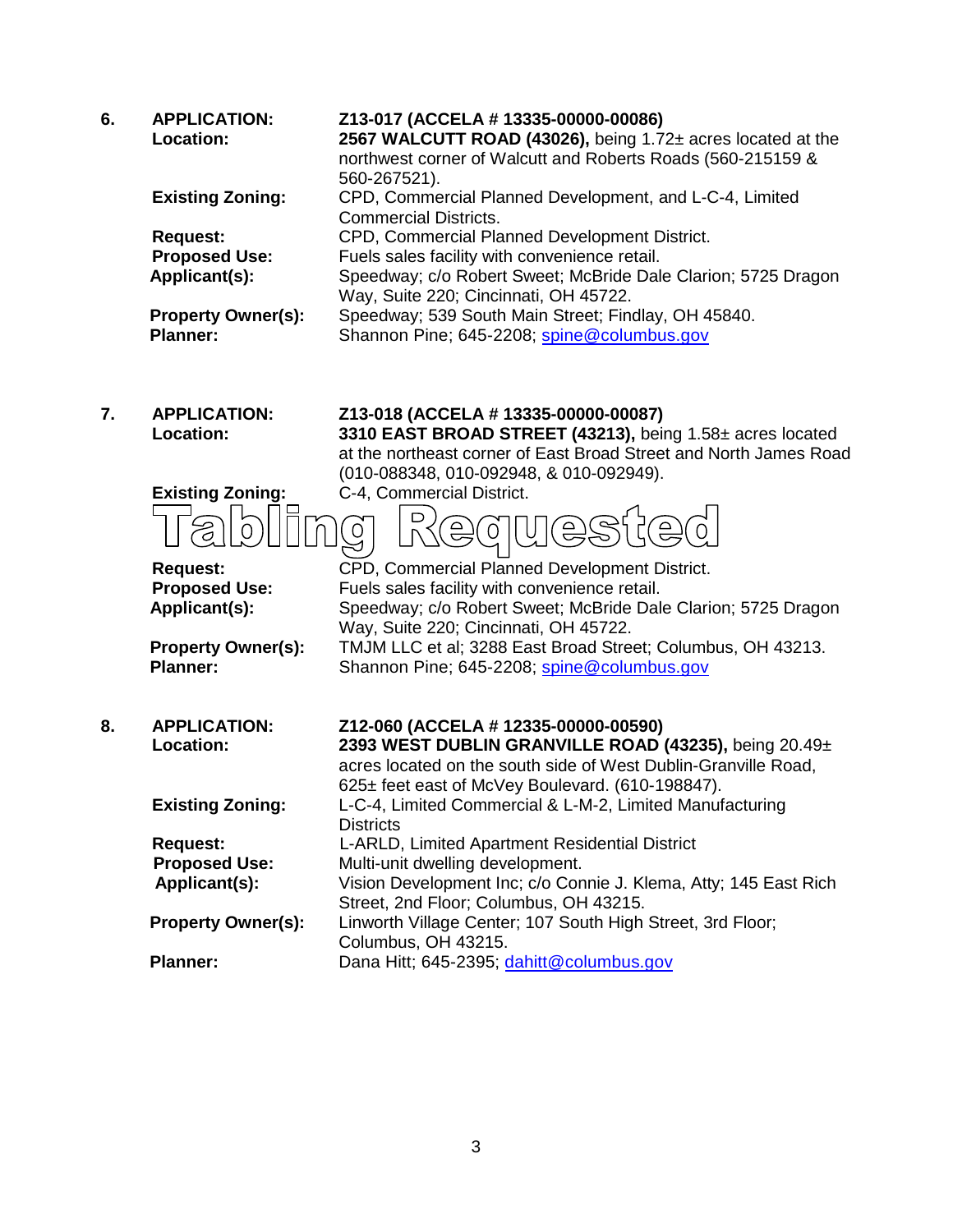6. **APPLICATION:** **Z13-017 (ACCELA # 13335-00000-00086)**

| | |
|---|---|
| **Location:** | **2567 WALCUTT ROAD (43026),** being 1.72± acres located at the northwest corner of Walcutt and Roberts Roads (560-215159 & 560-267521). |
| **Existing Zoning:** | CPD, Commercial Planned Development, and L-C-4, Limited Commercial Districts. |
| **Request:** | CPD, Commercial Planned Development District. |
| **Proposed Use:** | Fuels sales facility with convenience retail. |
| **Applicant(s):** | Speedway; c/o Robert Sweet; McBride Dale Clarion; 5725 Dragon Way, Suite 220; Cincinnati, OH 45722. |
| **Property Owner(s):** | Speedway; 539 South Main Street; Findlay, OH 45840. |
| **Planner:** | Shannon Pine; 645-2208; spine@columbus.gov |

7. **APPLICATION:** **Z13-018 (ACCELA # 13335-00000-00087)**

| | |
|---|---|
| **Location:** | **3310 EAST BROAD STREET (43213),** being 1.58± acres located at the northeast corner of East Broad Street and North James Road (010-088348, 010-092948, & 010-092949). |
| **Existing Zoning:** | C-4, Commercial District. |

**Tabling Requested**

| | |
|---|---|
| **Request:** | CPD, Commercial Planned Development District. |
| **Proposed Use:** | Fuels sales facility with convenience retail. |
| **Applicant(s):** | Speedway; c/o Robert Sweet; McBride Dale Clarion; 5725 Dragon Way, Suite 220; Cincinnati, OH 45722. |
| **Property Owner(s):** | TMJM LLC et al; 3288 East Broad Street; Columbus, OH 43213. |
| **Planner:** | Shannon Pine; 645-2208; spine@columbus.gov |

8. **APPLICATION:** **Z12-060 (ACCELA # 12335-00000-00590)**

| | |
|---|---|
| **Location:** | **2393 WEST DUBLIN GRANVILLE ROAD (43235),** being 20.49± acres located on the south side of West Dublin-Granville Road, 625± feet east of McVey Boulevard. (610-198847). |
| **Existing Zoning:** | L-C-4, Limited Commercial & L-M-2, Limited Manufacturing Districts |
| **Request:** | L-ARLD, Limited Apartment Residential District |
| **Proposed Use:** | Multi-unit dwelling development. |
| **Applicant(s):** | Vision Development Inc; c/o Connie J. Klema, Atty; 145 East Rich Street, 2nd Floor; Columbus, OH 43215. |
| **Property Owner(s):** | Linworth Village Center; 107 South High Street, 3rd Floor; Columbus, OH 43215. |
| **Planner:** | Dana Hitt; 645-2395; dahitt@columbus.gov |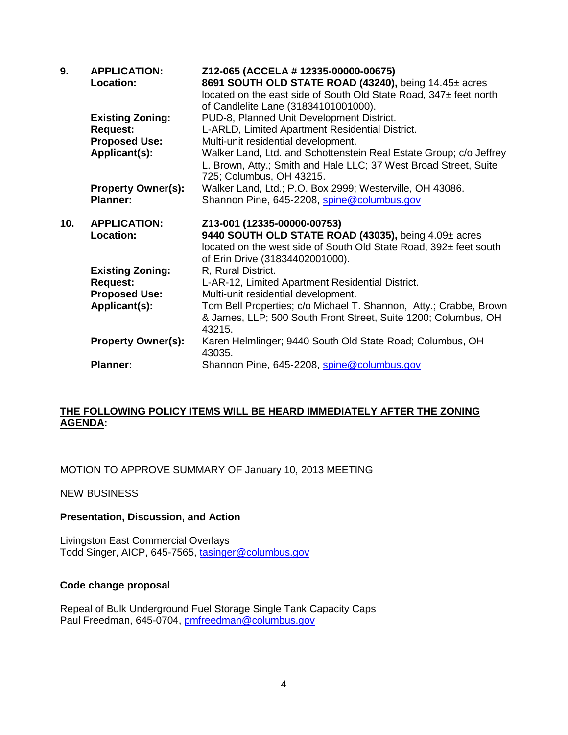**9.** **APPLICATION:** **Z12-065 (ACCELA # 12335-00000-00675)**

**Location:** **8691 SOUTH OLD STATE ROAD (43240),** being 14.45± acres located on the east side of South Old State Road, 347± feet north of Candlelite Lane (31834101001000).

**Existing Zoning:** PUD-8, Planned Unit Development District.

**Request:** L-ARLD, Limited Apartment Residential District.

**Proposed Use:** Multi-unit residential development.

**Applicant(s):** Walker Land, Ltd. and Schottenstein Real Estate Group; c/o Jeffrey L. Brown, Atty.; Smith and Hale LLC; 37 West Broad Street, Suite 725; Columbus, OH 43215.

**Property Owner(s):** Walker Land, Ltd.; P.O. Box 2999; Westerville, OH 43086.

**Planner:** Shannon Pine, 645-2208, spine@columbus.gov

**10.** **APPLICATION:** **Z13-001 (12335-00000-00753)**

**Location:** **9440 SOUTH OLD STATE ROAD (43035),** being 4.09± acres located on the west side of South Old State Road, 392± feet south of Erin Drive (31834402001000).

**Existing Zoning:** R, Rural District.

**Request:** L-AR-12, Limited Apartment Residential District.

**Proposed Use:** Multi-unit residential development.

**Applicant(s):** Tom Bell Properties; c/o Michael T. Shannon, Atty.; Crabbe, Brown & James, LLP; 500 South Front Street, Suite 1200; Columbus, OH 43215.

**Property Owner(s):** Karen Helmlinger; 9440 South Old State Road; Columbus, OH 43035.

**Planner:** Shannon Pine, 645-2208, spine@columbus.gov

**THE FOLLOWING POLICY ITEMS WILL BE HEARD IMMEDIATELY AFTER THE ZONING AGENDA:**

MOTION TO APPROVE SUMMARY OF January 10, 2013 MEETING

NEW BUSINESS

**Presentation, Discussion, and Action**

Livingston East Commercial Overlays
Todd Singer, AICP, 645-7565, tasinger@columbus.gov

**Code change proposal**

Repeal of Bulk Underground Fuel Storage Single Tank Capacity Caps
Paul Freedman, 645-0704, pmfreedman@columbus.gov